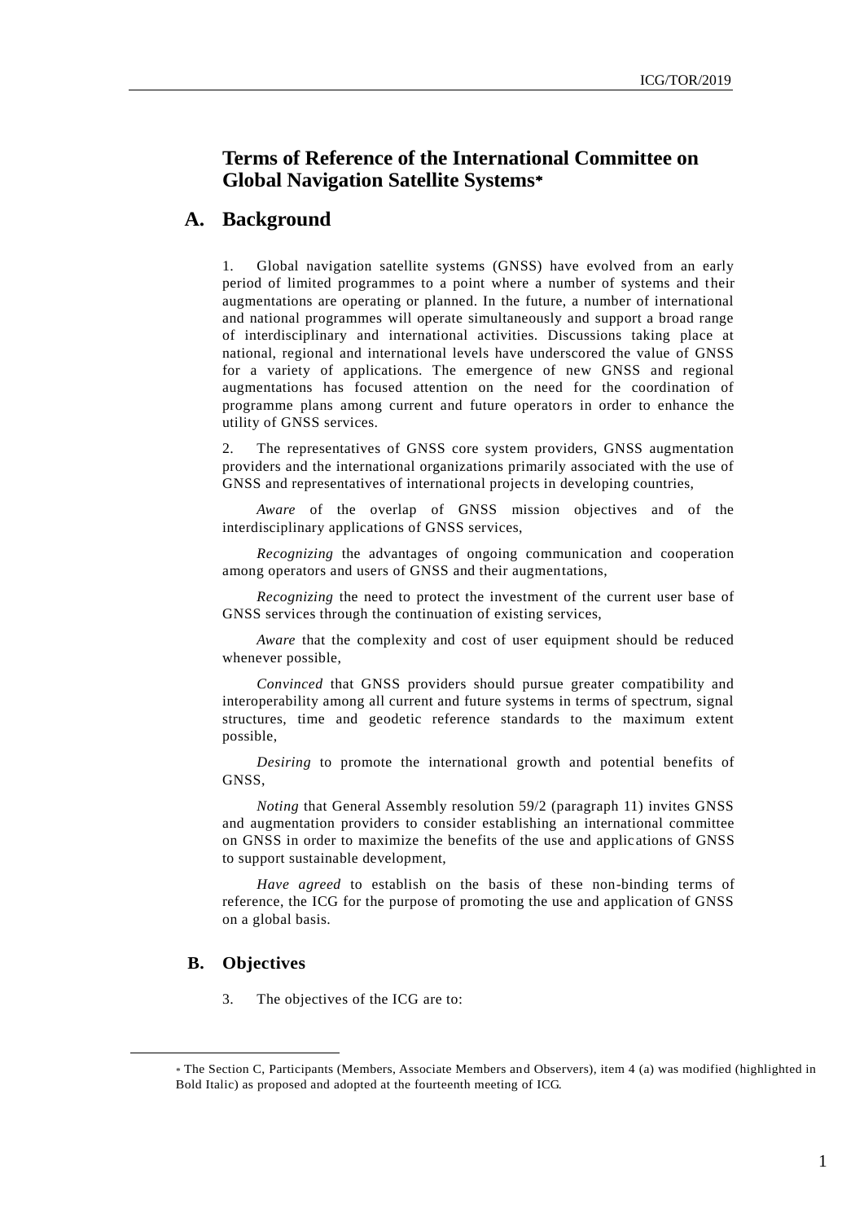# Terms of Reference of the International Committee on Global Navigation Satellite Systems*

## A. Background

1. Global navigation satellite systems (GNSS) have evolved from an early period of limited programmes to a point where a number of systems and their augmentations are operating or planned. In the future, a number of international and national programmes will operate simultaneously and support a broad range of interdisciplinary and international activities. Discussions taking place at national, regional and international levels have underscored the value of GNSS for a variety of applications. The emergence of new GNSS and regional augmentations has focused attention on the need for the coordination of programme plans among current and future operators in order to enhance the utility of GNSS services.

2. The representatives of GNSS core system providers, GNSS augmentation providers and the international organizations primarily associated with the use of GNSS and representatives of international projects in developing countries,

*Aware* of the overlap of GNSS mission objectives and of the interdisciplinary applications of GNSS services,

*Recognizing* the advantages of ongoing communication and cooperation among operators and users of GNSS and their augmentations,

*Recognizing* the need to protect the investment of the current user base of GNSS services through the continuation of existing services,

*Aware* that the complexity and cost of user equipment should be reduced whenever possible,

*Convinced* that GNSS providers should pursue greater compatibility and interoperability among all current and future systems in terms of spectrum, signal structures, time and geodetic reference standards to the maximum extent possible,

*Desiring* to promote the international growth and potential benefits of GNSS,

*Noting* that General Assembly resolution 59/2 (paragraph 11) invites GNSS and augmentation providers to consider establishing an international committee on GNSS in order to maximize the benefits of the use and applications of GNSS to support sustainable development,

*Have agreed* to establish on the basis of these non-binding terms of reference, the ICG for the purpose of promoting the use and application of GNSS on a global basis.

### B. Objectives

3. The objectives of the ICG are to:

---

* The Section C, Participants (Members, Associate Members and Observers), item 4 (a) was modified (highlighted in Bold Italic) as proposed and adopted at the fourteenth meeting of ICG.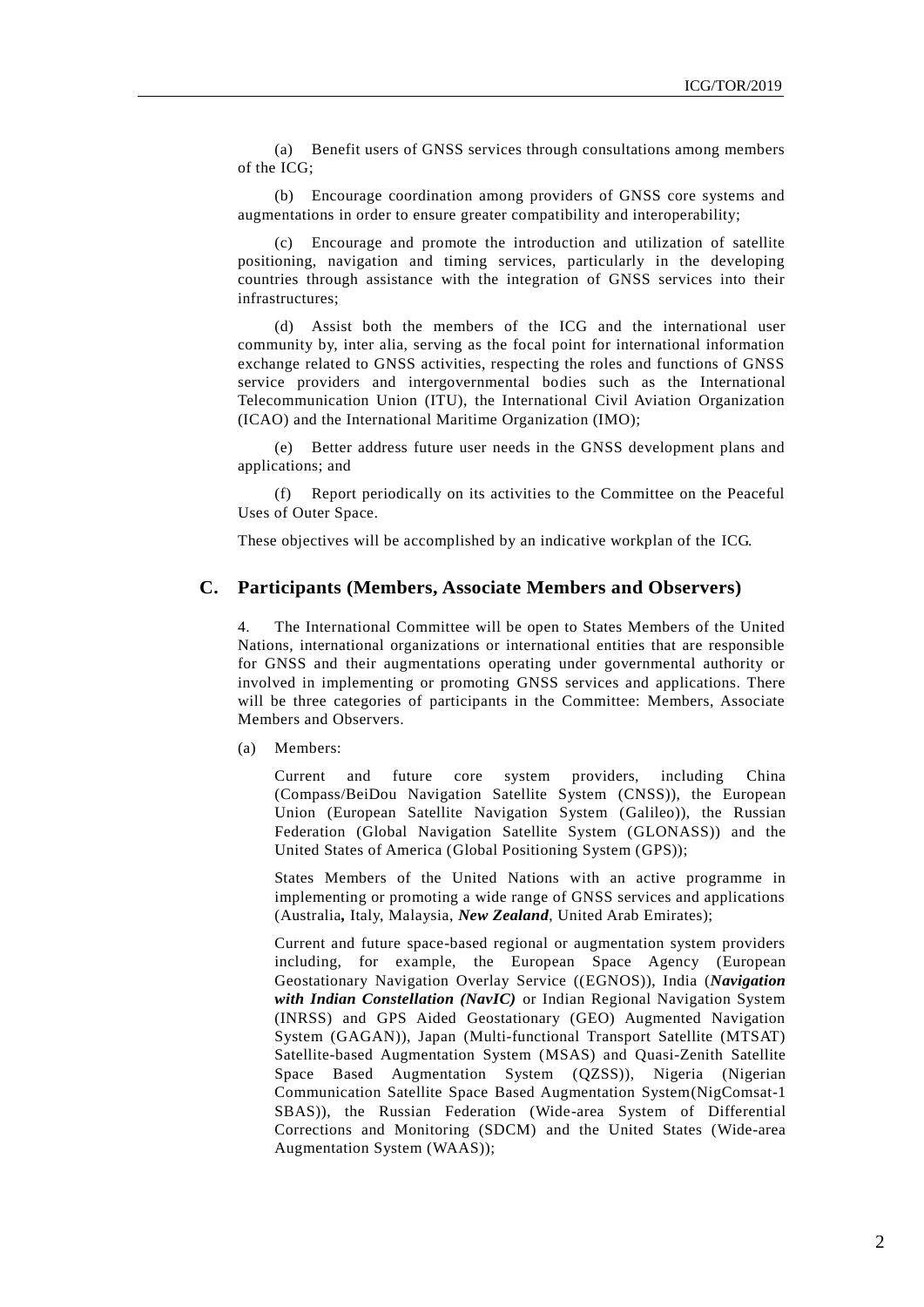(a) Benefit users of GNSS services through consultations among members of the ICG;

(b) Encourage coordination among providers of GNSS core systems and augmentations in order to ensure greater compatibility and interoperability;

(c) Encourage and promote the introduction and utilization of satellite positioning, navigation and timing services, particularly in the developing countries through assistance with the integration of GNSS services into their infrastructures;

(d) Assist both the members of the ICG and the international user community by, inter alia, serving as the focal point for international information exchange related to GNSS activities, respecting the roles and functions of GNSS service providers and intergovernmental bodies such as the International Telecommunication Union (ITU), the International Civil Aviation Organization (ICAO) and the International Maritime Organization (IMO);

(e) Better address future user needs in the GNSS development plans and applications; and

(f) Report periodically on its activities to the Committee on the Peaceful Uses of Outer Space.

These objectives will be accomplished by an indicative workplan of the ICG.

## C. Participants (Members, Associate Members and Observers)

4. The International Committee will be open to States Members of the United Nations, international organizations or international entities that are responsible for GNSS and their augmentations operating under governmental authority or involved in implementing or promoting GNSS services and applications. There will be three categories of participants in the Committee: Members, Associate Members and Observers.

(a) Members:

Current and future core system providers, including China (Compass/BeiDou Navigation Satellite System (CNSS)), the European Union (European Satellite Navigation System (Galileo)), the Russian Federation (Global Navigation Satellite System (GLONASS)) and the United States of America (Global Positioning System (GPS));

States Members of the United Nations with an active programme in implementing or promoting a wide range of GNSS services and applications (Australia**,** Italy, Malaysia, ***New Zealand***, United Arab Emirates);

Current and future space-based regional or augmentation system providers including, for example, the European Space Agency (European Geostationary Navigation Overlay Service ((EGNOS)), India (***Navigation with Indian Constellation (NavIC)*** or Indian Regional Navigation System (INRSS) and GPS Aided Geostationary (GEO) Augmented Navigation System (GAGAN)), Japan (Multi-functional Transport Satellite (MTSAT) Satellite-based Augmentation System (MSAS) and Quasi-Zenith Satellite Space Based Augmentation System (QZSS)), Nigeria (Nigerian Communication Satellite Space Based Augmentation System(NigComsat-1 SBAS)), the Russian Federation (Wide-area System of Differential Corrections and Monitoring (SDCM) and the United States (Wide-area Augmentation System (WAAS));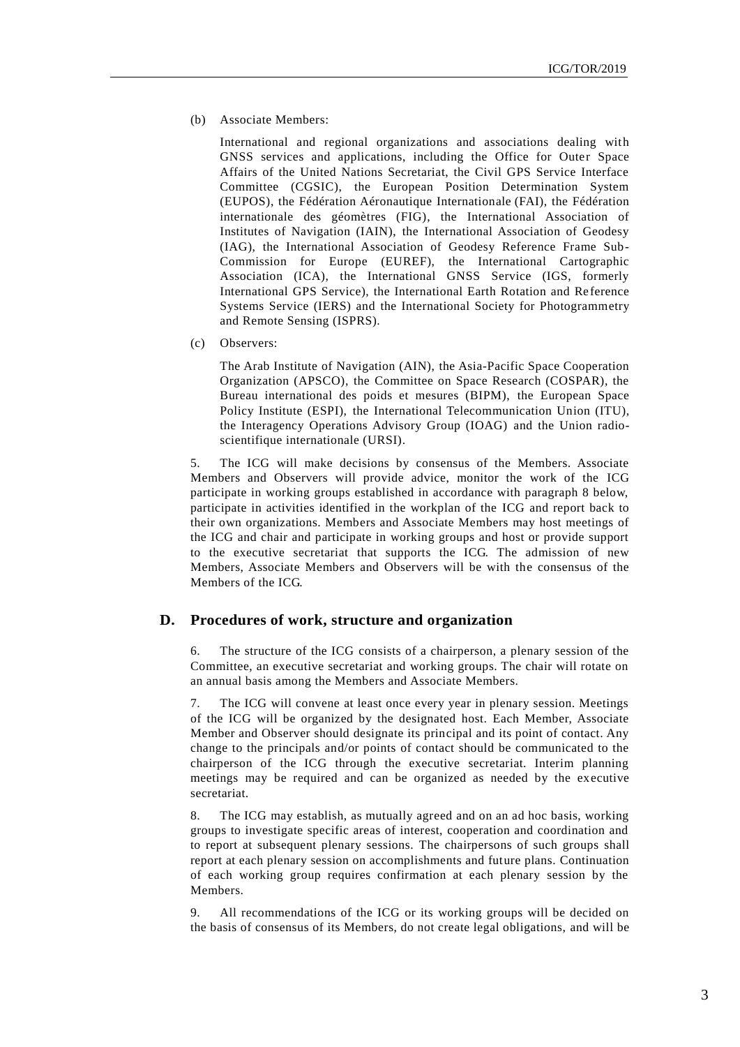(b) Associate Members:

International and regional organizations and associations dealing with GNSS services and applications, including the Office for Outer Space Affairs of the United Nations Secretariat, the Civil GPS Service Interface Committee (CGSIC), the European Position Determination System (EUPOS), the Fédération Aéronautique Internationale (FAI), the Fédération internationale des géomètres (FIG), the International Association of Institutes of Navigation (IAIN), the International Association of Geodesy (IAG), the International Association of Geodesy Reference Frame Sub-Commission for Europe (EUREF), the International Cartographic Association (ICA), the International GNSS Service (IGS, formerly International GPS Service), the International Earth Rotation and Reference Systems Service (IERS) and the International Society for Photogrammetry and Remote Sensing (ISPRS).

(c) Observers:

The Arab Institute of Navigation (AIN), the Asia-Pacific Space Cooperation Organization (APSCO), the Committee on Space Research (COSPAR), the Bureau international des poids et mesures (BIPM), the European Space Policy Institute (ESPI), the International Telecommunication Union (ITU), the Interagency Operations Advisory Group (IOAG) and the Union radio-scientifique internationale (URSI).

5. The ICG will make decisions by consensus of the Members. Associate Members and Observers will provide advice, monitor the work of the ICG participate in working groups established in accordance with paragraph 8 below, participate in activities identified in the workplan of the ICG and report back to their own organizations. Members and Associate Members may host meetings of the ICG and chair and participate in working groups and host or provide support to the executive secretariat that supports the ICG. The admission of new Members, Associate Members and Observers will be with the consensus of the Members of the ICG.

## D. Procedures of work, structure and organization

6. The structure of the ICG consists of a chairperson, a plenary session of the Committee, an executive secretariat and working groups. The chair will rotate on an annual basis among the Members and Associate Members.

7. The ICG will convene at least once every year in plenary session. Meetings of the ICG will be organized by the designated host. Each Member, Associate Member and Observer should designate its principal and its point of contact. Any change to the principals and/or points of contact should be communicated to the chairperson of the ICG through the executive secretariat. Interim planning meetings may be required and can be organized as needed by the executive secretariat.

8. The ICG may establish, as mutually agreed and on an ad hoc basis, working groups to investigate specific areas of interest, cooperation and coordination and to report at subsequent plenary sessions. The chairpersons of such groups shall report at each plenary session on accomplishments and future plans. Continuation of each working group requires confirmation at each plenary session by the Members.

9. All recommendations of the ICG or its working groups will be decided on the basis of consensus of its Members, do not create legal obligations, and will be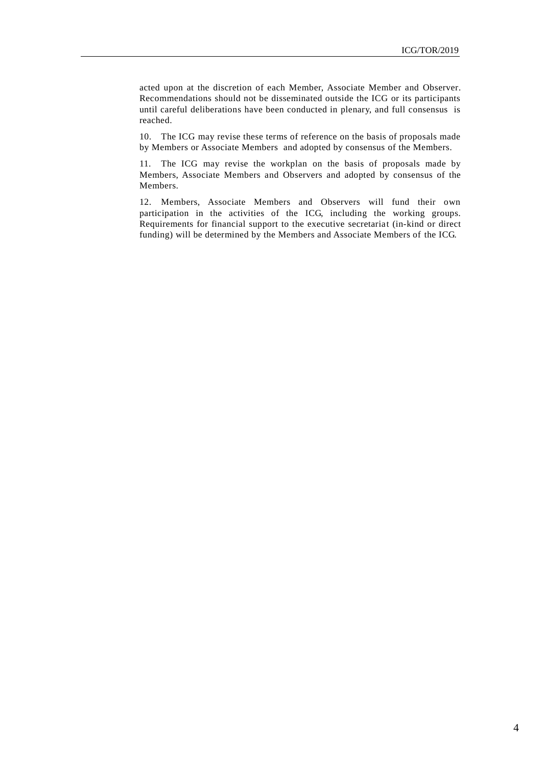acted upon at the discretion of each Member, Associate Member and Observer. Recommendations should not be disseminated outside the ICG or its participants until careful deliberations have been conducted in plenary, and full consensus is reached.

10. The ICG may revise these terms of reference on the basis of proposals made by Members or Associate Members and adopted by consensus of the Members.

11. The ICG may revise the workplan on the basis of proposals made by Members, Associate Members and Observers and adopted by consensus of the Members.

12. Members, Associate Members and Observers will fund their own participation in the activities of the ICG, including the working groups. Requirements for financial support to the executive secretariat (in-kind or direct funding) will be determined by the Members and Associate Members of the ICG.